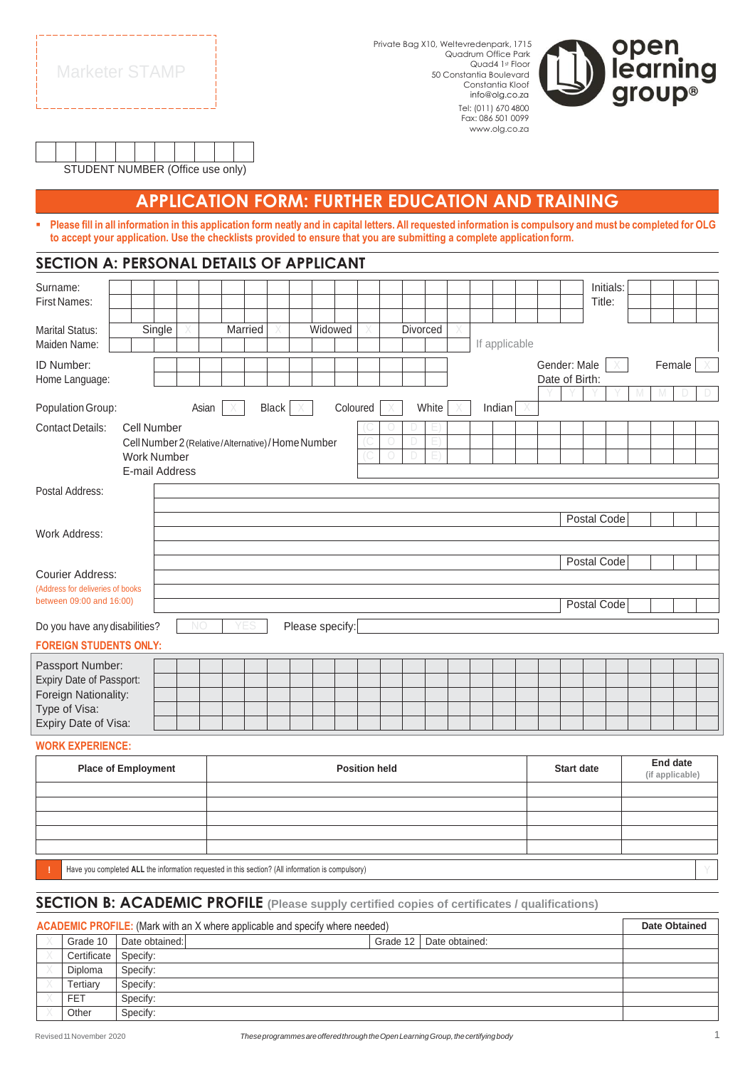Marketer STAMP

Private Bag X10, Weltevredenpark, 1715
Quadrum Office Park
Quad4 1st Floor
50 Constantia Boulevard
Constantia Kloof
info@olg.co.za
Tel: (011) 670 4800
Fax: 086 501 0099
www.olg.co.za

open learning group®

STUDENT NUMBER (Office use only)

# APPLICATION FORM: FURTHER EDUCATION AND TRAINING

- **Please fill in all information in this application form neatly and in capital letters. All requested information is compulsory and must be completed for OLG to accept your application. Use the checklists provided to ensure that you are submitting a complete application form.**

## SECTION A: PERSONAL DETAILS OF APPLICANT

Surname: | Initials:
First Names: | Title:

Marital Status: Single X Married X Widowed X Divorced X

Maiden Name: If applicable

ID Number: | Gender: Male X Female X
Home Language: | Date of Birth: Y Y Y Y M M D D

Population Group: Asian X Black X Coloured X White X Indian X

Contact Details:
- Cell Number (C O D E)
- Cell Number 2 (Relative/Alternative)/Home Number (C O D E)
- Work Number (C O D E)
- E-mail Address

Postal Address: | Postal Code

Work Address: | Postal Code

Courier Address: (Address for deliveries of books between 09:00 and 16:00) | Postal Code

Do you have any disabilities? NO YES Please specify:

**FOREIGN STUDENTS ONLY:**

Passport Number:
Expiry Date of Passport:
Foreign Nationality:
Type of Visa:
Expiry Date of Visa:

**WORK EXPERIENCE:**

| Place of Employment | Position held | Start date | End date (if applicable) |
|---|---|---|---|
| | | | |
| | | | |
| | | | |
| | | | |
| | | | |

! Have you completed **ALL** the information requested in this section? (All information is compulsory) Y

## SECTION B: ACADEMIC PROFILE (Please supply certified copies of certificates / qualifications)

| **ACADEMIC PROFILE:** (Mark with an X where applicable and specify where needed) | | | **Date Obtained** |
|---|---|---|---|
| X | Grade 10 | Date obtained: Grade 12 Date obtained: | |
| X | Certificate | Specify: | |
| X | Diploma | Specify: | |
| X | Tertiary | Specify: | |
| X | FET | Specify: | |
| X | Other | Specify: | |

Revised 11 November 2020

*These programmes are offered through the Open Learning Group, the certifying body*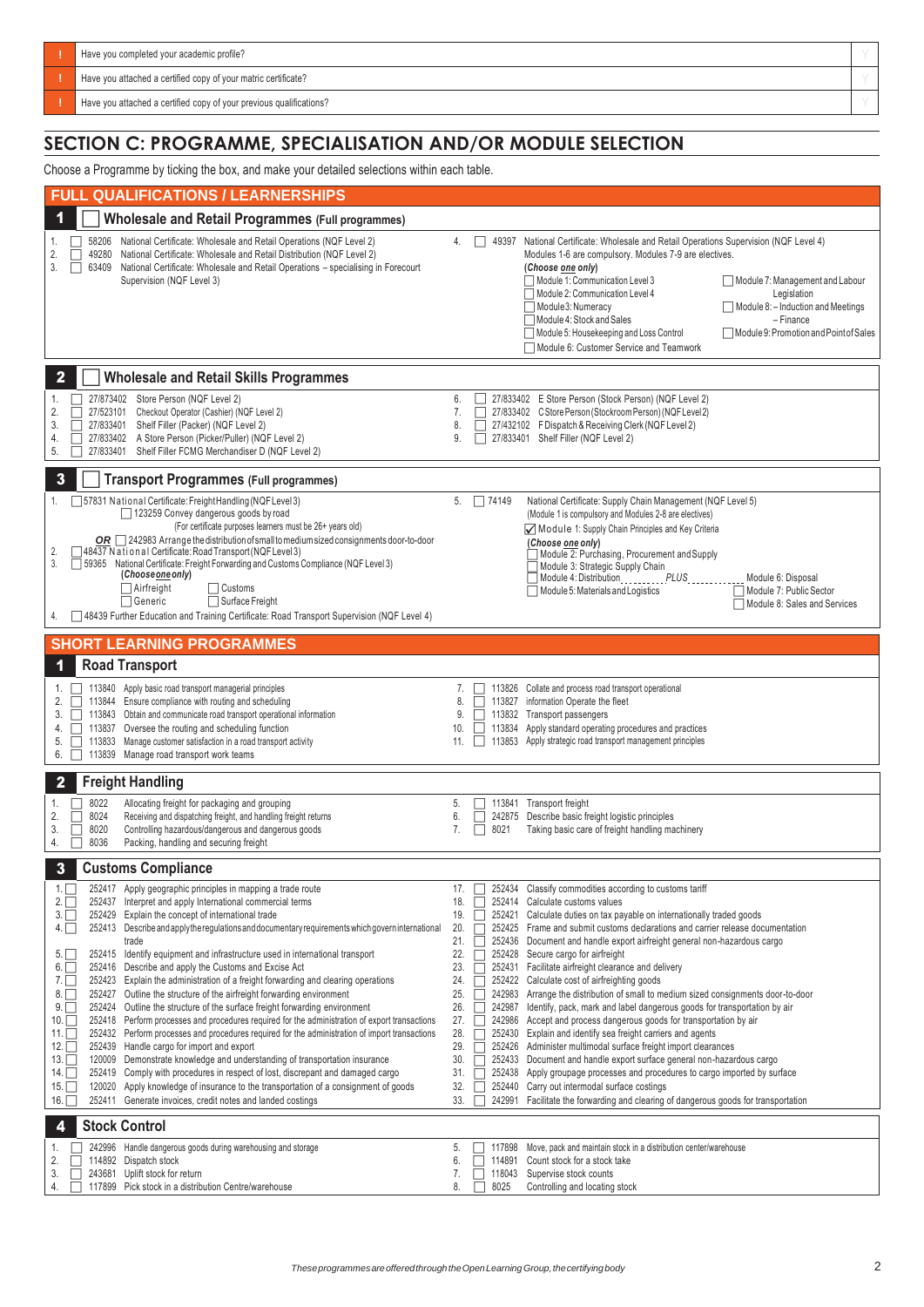| | | |
|---|---|---|
| ! | Have you completed your academic profile? | Y |
| ! | Have you attached a certified copy of your matric certificate? | Y |
| ! | Have you attached a certified copy of your previous qualifications? | Y |

## SECTION C: PROGRAMME, SPECIALISATION AND/OR MODULE SELECTION

Choose a Programme by ticking the box, and make your detailed selections within each table.

## FULL QUALIFICATIONS / LEARNERSHIPS

### 1 ☐ Wholesale and Retail Programmes (Full programmes)

1. ☐ 58206 National Certificate: Wholesale and Retail Operations (NQF Level 2)
2. ☐ 49280 National Certificate: Wholesale and Retail Distribution (NQF Level 2)
3. ☐ 63409 National Certificate: Wholesale and Retail Operations – specialising in Forecourt Supervision (NQF Level 3)
4. ☐ 49397 National Certificate: Wholesale and Retail Operations Supervision (NQF Level 4)
   Modules 1-6 are compulsory. Modules 7-9 are electives.
   *(Choose one only)*
   - ☐ Module 1: Communication Level 3
   - ☐ Module 2: Communication Level 4
   - ☐ Module 3: Numeracy
   - ☐ Module 4: Stock and Sales
   - ☐ Module 5: Housekeeping and Loss Control
   - ☐ Module 6: Customer Service and Teamwork
   - ☐ Module 7: Management and Labour Legislation
   - ☐ Module 8: – Induction and Meetings – Finance
   - ☐ Module 9: Promotion and Point of Sales

### 2 ☐ Wholesale and Retail Skills Programmes

1. ☐ 27/873402 Store Person (Stock Person) (NQF Level 2)
2. ☐ 27/523101 Checkout Operator (Cashier) (NQF Level 2)
3. ☐ 27/833401 Shelf Filler (Packer) (NQF Level 2)
4. ☐ 27/833402 A Store Person (Picker/Puller) (NQF Level 2)
5. ☐ 27/833401 Shelf Filler FCMG Merchandiser D (NQF Level 2)
6. ☐ 27/833402 E Store Person (Stock Person) (NQF Level 2)
7. ☐ 27/833402 C Store Person (Stockroom Person) (NQF Level 2)
8. ☐ 27/432102 F Dispatch & Receiving Clerk (NQF Level 2)
9. ☐ 27/833401 Shelf Filler (NQF Level 2)

### 3 ☐ Transport Programmes (Full programmes)

1. ☐ 57831 National Certificate: Freight Handling (NQF Level 3)
   - ☐ 123259 Convey dangerous goods by road
     (For certificate purposes learners must be 26+ years old)
   - ***OR*** ☐ 242983 Arrange the distribution of small to medium sized consignments door-to-door
2. ☐ 48437 National Certificate: Road Transport (NQF Level 3)
3. ☐ 59365 National Certificate: Freight Forwarding and Customs Compliance (NQF Level 3)
   *(Choose one only)*
   - ☐ Airfreight
   - ☐ Customs
   - ☐ Generic
   - ☐ Surface Freight
4. ☐ 48439 Further Education and Training Certificate: Road Transport Supervision (NQF Level 4)
5. ☐ 74149 National Certificate: Supply Chain Management (NQF Level 5)
   (Module 1 is compulsory and Modules 2-8 are electives)
   - ☑ Module 1: Supply Chain Principles and Key Criteria
   *(Choose one only)*
   - ☐ Module 2: Purchasing, Procurement and Supply
   - ☐ Module 3: Strategic Supply Chain
   - ☐ Module 4: Distribution ........ *PLUS* ........ Module 6: Disposal
   - ☐ Module 5: Materials and Logistics
   - ☐ Module 7: Public Sector
   - ☐ Module 8: Sales and Services

## SHORT LEARNING PROGRAMMES

### 1 Road Transport

1. ☐ 113840 Apply basic road transport managerial principles
2. ☐ 113844 Ensure compliance with routing and scheduling
3. ☐ 113843 Obtain and communicate road transport operational information
4. ☐ 113837 Oversee the routing and scheduling function
5. ☐ 113833 Manage customer satisfaction in a road transport activity
6. ☐ 113839 Manage road transport work teams
7. ☐ 113826 Collate and process road transport operational
8. ☐ 113827 information Operate the fleet
9. ☐ 113832 Transport passengers
10. ☐ 113834 Apply standard operating procedures and practices
11. ☐ 113853 Apply strategic road transport management principles

### 2 Freight Handling

1. ☐ 8022 Allocating freight for packaging and grouping
2. ☐ 8024 Receiving and dispatching freight, and handling freight returns
3. ☐ 8020 Controlling hazardous/dangerous and dangerous goods
4. ☐ 8036 Packing, handling and securing freight
5. ☐ 113841 Transport freight
6. ☐ 242875 Describe basic freight logistic principles
7. ☐ 8021 Taking basic care of freight handling machinery

### 3 Customs Compliance

1. ☐ 252417 Apply geographic principles in mapping a trade route
2. ☐ 252437 Interpret and apply International commercial terms
3. ☐ 252429 Explain the concept of international trade
4. ☐ 252413 Describe and apply the regulations and documentary requirements which govern international trade
5. ☐ 252415 Identify equipment and infrastructure used in international transport
6. ☐ 252416 Describe and apply the Customs and Excise Act
7. ☐ 252423 Explain the administration of a freight forwarding and clearing operations
8. ☐ 252427 Outline the structure of the airfreight forwarding environment
9. ☐ 252424 Outline the structure of the surface freight forwarding environment
10. ☐ 252418 Perform processes and procedures required for the administration of export transactions
11. ☐ 252432 Perform processes and procedures required for the administration of import transactions
12. ☐ 252439 Handle cargo for import and export
13. ☐ 120009 Demonstrate knowledge and understanding of transportation insurance
14. ☐ 252419 Comply with procedures in respect of lost, discrepant and damaged cargo
15. ☐ 120020 Apply knowledge of insurance to the transportation of a consignment of goods
16. ☐ 252411 Generate invoices, credit notes and landed costings
17. ☐ 252434 Classify commodities according to customs tariff
18. ☐ 252414 Calculate customs values
19. ☐ 252421 Calculate duties on tax payable on internationally traded goods
20. ☐ 252425 Frame and submit customs declarations and carrier release documentation
21. ☐ 252436 Document and handle export airfreight general non-hazardous cargo
22. ☐ 252428 Secure cargo for airfreight
23. ☐ 252431 Facilitate airfreight clearance and delivery
24. ☐ 252422 Calculate cost of airfreighting goods
25. ☐ 242983 Arrange the distribution of small to medium sized consignments door-to-door
26. ☐ 242987 Identify, pack, mark and label dangerous goods for transportation by air
27. ☐ 242986 Accept and process dangerous goods for transportation by air
28. ☐ 252430 Explain and identify sea freight carriers and agents
29. ☐ 252426 Administer multimodal surface freight import clearances
30. ☐ 252433 Document and handle export surface general non-hazardous cargo
31. ☐ 252438 Apply groupage processes and procedures to cargo imported by surface
32. ☐ 252440 Carry out intermodal surface costings
33. ☐ 242991 Facilitate the forwarding and clearing of dangerous goods for transportation

### 4 Stock Control

1. ☐ 242996 Handle dangerous goods during warehousing and storage
2. ☐ 114892 Dispatch stock
3. ☐ 243681 Uplift stock for return
4. ☐ 117899 Pick stock in a distribution Centre/warehouse
5. ☐ 117898 Move, pack and maintain stock in a distribution center/warehouse
6. ☐ 114891 Count stock for a stock take
7. ☐ 118043 Supervise stock counts
8. ☐ 8025 Controlling and locating stock

*These programmes are offered through the Open Learning Group, the certifying body*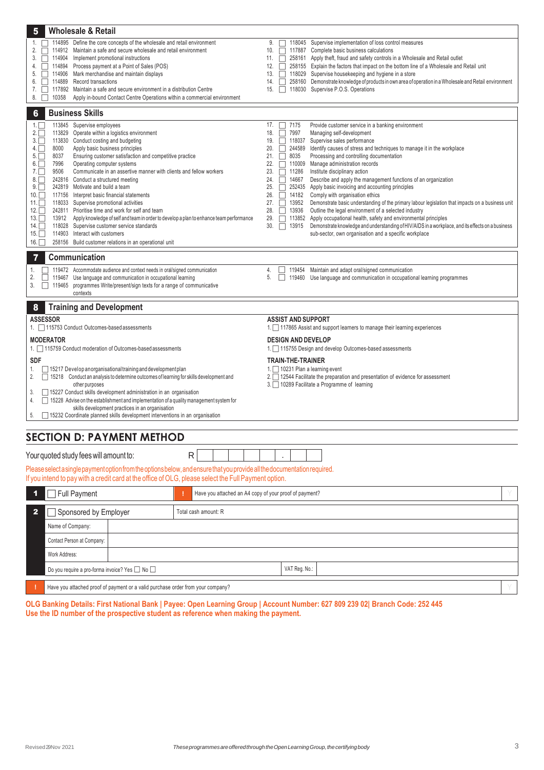## 5 Wholesale & Retail

1. ☐ 114895 Define the core concepts of the wholesale and retail environment
2. ☐ 114912 Maintain a safe and secure wholesale and retail environment
3. ☐ 114904 Implement promotional instructions
4. ☐ 114894 Process payment at a Point of Sales (POS)
5. ☐ 114906 Mark merchandise and maintain displays
6. ☐ 114889 Record transactions
7. ☐ 117892 Maintain a safe and secure environment in a distribution Centre
8. ☐ 10358 Apply in-bound Contact Centre Operations within a commercial environment
9. ☐ 118045 Supervise implementation of loss control measures
10. ☐ 117887 Complete basic business calculations
11. ☐ 258161 Apply theft, fraud and safety controls in a Wholesale and Retail outlet
12. ☐ 258155 Explain the factors that impact on the bottom line of a Wholesale and Retail unit
13. ☐ 118029 Supervise housekeeping and hygiene in a store
14. ☐ 258160 Demonstrate knowledge of products in own area of operation in a Wholesale and Retail environment
15. ☐ 118030 Supervise P.O.S. Operations

## 6 Business Skills

1. ☐ 113845 Supervise employees
2. ☐ 113829 Operate within a logistics environment
3. ☐ 113830 Conduct costing and budgeting
4. ☐ 8000 Apply basic business principles
5. ☐ 8037 Ensuring customer satisfaction and competitive practice
6. ☐ 7996 Operating computer systems
7. ☐ 9506 Communicate in an assertive manner with clients and fellow workers
8. ☐ 242816 Conduct a structured meeting
9. ☐ 242819 Motivate and build a team
10. ☐ 117156 Interpret basic financial statements
11. ☐ 118033 Supervise promotional activities
12. ☐ 242811 Prioritise time and work for self and team
13. ☐ 13912 Apply knowledge of self and team in order to develop a plan to enhance team performance
14. ☐ 118028 Supervise customer service standards
15. ☐ 114903 Interact with customers
16. ☐ 258156 Build customer relations in an operational unit
17. ☐ 7175 Provide customer service in a banking environment
18. ☐ 7997 Managing self-development
19. ☐ 118037 Supervise sales performance
20. ☐ 244589 Identify causes of stress and techniques to manage it in the workplace
21. ☐ 8035 Processing and controlling documentation
22. ☐ 110009 Manage administration records
23. ☐ 11286 Institute disciplinary action
24. ☐ 14667 Describe and apply the management functions of an organization
25. ☐ 252435 Apply basic invoicing and accounting principles
26. ☐ 14182 Comply with organisation ethics
27. ☐ 13952 Demonstrate basic understanding of the primary labour legislation that impacts on a business unit
28. ☐ 13936 Outline the legal environment of a selected industry
29. ☐ 113852 Apply occupational health, safety and environmental principles
30. ☐ 13915 Demonstrate knowledge and understanding of HIV/AIDS in a workplace, and its effects on a business sub-sector, own organisation and a specific workplace

## 7 Communication

1. ☐ 119472 Accommodate audience and context needs in oral/signed communication
2. ☐ 119467 Use language and communication in occupational learning
3. ☐ 119465 programmes Write/present/sign texts for a range of communicative contexts
4. ☐ 119454 Maintain and adapt oral/signed communication
5. ☐ 119460 Use language and communication in occupational learning programmes

## 8 Training and Development

**ASSESSOR**

1. ☐ 115753 Conduct Outcomes-based assessments

**MODERATOR**

1. ☐ 115759 Conduct moderation of Outcomes-based assessments

**SDF**

1. ☐ 15217 Develop an organisational training and development plan
2. ☐ 15218 Conduct an analysis to determine outcomes of learning for skills development and other purposes
3. ☐ 15227 Conduct skills development administration in an organisation
4. ☐ 15228 Advise on the establishment and implementation of a quality management system for skills development practices in an organisation
5. ☐ 15232 Coordinate planned skills development interventions in an organisation

**ASSIST AND SUPPORT**

1. ☐ 117865 Assist and support learners to manage their learning experiences

**DESIGN AND DEVELOP**

1. ☐ 115755 Design and develop Outcomes-based assessments

**TRAIN-THE-TRAINER**

1. ☐ 10231 Plan a learning event
2. ☐ 12544 Facilitate the preparation and presentation of evidence for assessment
3. ☐ 10289 Facilitate a Programme of learning

# SECTION D: PAYMENT METHOD

Your quoted study fees will amount to: R ______ . ____

Please select a single payment option from the options below, and ensure that you provide all the documentation required.
If you intend to pay with a credit card at the office of OLG, please select the Full Payment option.

| | | |
|---|---|---|
| 1 | ☐ Full Payment | ! Have you attached an A4 copy of your proof of payment? |
| 2 | ☐ Sponsored by Employer | Total cash amount: R |
| | Name of Company: | |
| | Contact Person at Company: | |
| | Work Address: | |
| | Do you require a pro-forma invoice? Yes ☐ No ☐ | VAT Reg. No.: |
| ! | Have you attached proof of payment or a valid purchase order from your company? | |

**OLG Banking Details: First National Bank | Payee: Open Learning Group | Account Number: 627 809 239 02| Branch Code: 252 445**
**Use the ID number of the prospective student as reference when making the payment.**

Revised 29Nov 2021

*These programmes are offered through the Open Learning Group, the certifying body*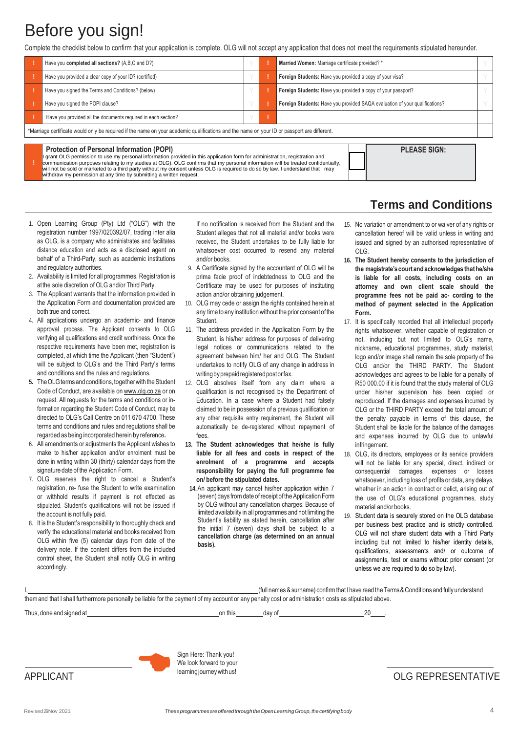# Before you sign!

Complete the checklist below to confirm that your application is complete. OLG will not accept any application that does not meet the requirements stipulated hereunder.

| | | | | | |
|---|---|---|---|---|---|
| ! | Have you **completed all sections?** (A,B,C and D?) | Y | ! | **Married Women:** Marriage certificate provided? * | Y |
| ! | Have you provided a clear copy of your ID? (certified) | Y | ! | **Foreign Students:** Have you provided a copy of your visa? | Y |
| ! | Have you signed the Terms and Conditions? (below) | Y | ! | **Foreign Students:** Have you provided a copy of your passport? | Y |
| ! | Have you signed the POPI clause? | Y | ! | **Foreign Students:** Have you provided SAQA evaluation of your qualifications? | Y |
| ! | Have you provided all the documents required in each section? | Y | ! | | |

*Marriage certificate would only be required if the name on your academic qualifications and the name on your ID or passport are different.

**Protection of Personal Information (POPI)**

I grant OLG permission to use my personal information provided in this application form for administration, registration and communication purposes relating to my studies at OLG). OLG confirms that my personal information will be treated confidentially, will not be sold or marketed to a third party without my consent unless OLG is required to do so by law. I understand that I may withdraw my permission at any time by submitting a written request.

**PLEASE SIGN:**

## Terms and Conditions

1. Open Learning Group (Pty) Ltd ("OLG") with the registration number 1997/020392/07, trading inter alia as OLG, is a company who administrates and facilitates distance education and acts as a disclosed agent on behalf of a Third-Party, such as academic institutions and regulatory authorities.
2. Availability is limited for all programmes. Registration is at the sole discretion of OLG and/or Third Party.
3. The Applicant warrants that the information provided in the Application Form and documentation provided are both true and correct.
4. All applications undergo an academic- and finance approval process. The Applicant consents to OLG verifying all qualifications and credit worthiness. Once the respective requirements have been met, registration is completed, at which time the Applicant (then "Student") will be subject to OLG's and the Third Party's terms and conditions and the rules and regulations.
5. The OLG terms and conditions, together with the Student Code of Conduct, are available on www.olg.co.za or on request. All requests for the terms and conditions or information regarding the Student Code of Conduct, may be directed to OLG's Call Centre on 011 670 4700. These terms and conditions and rules and regulations shall be regarded as being incorporated herein by reference.
6. All amendments or adjustments the Applicant wishes to make to his/her application and/or enrolment must be done in writing within 30 (thirty) calendar days from the signature date of the Application Form.
7. OLG reserves the right to cancel a Student's registration, re- fuse the Student to write examination or withhold results if payment is not effected as stipulated. Student's qualifications will not be issued if the account is not fully paid.
8. It is the Student's responsibility to thoroughly check and verify the educational material and books received from OLG within five (5) calendar days from date of the delivery note. If the content differs from the included control sheet, the Student shall notify OLG in writing accordingly.

   If no notification is received from the Student and the Student alleges that not all material and/or books were received, the Student undertakes to be fully liable for whatsoever cost occurred to resend any material and/or books.
9. A Certificate signed by the accountant of OLG will be prima facie proof of indebtedness to OLG and the Certificate may be used for purposes of instituting action and/or obtaining judgement.
10. OLG may cede or assign the rights contained herein at any time to any institution without the prior consent of the Student.
11. The address provided in the Application Form by the Student, is his/her address for purposes of delivering legal notices or communications related to the agreement between him/ her and OLG. The Student undertakes to notify OLG of any change in address in writing by prepaid registered post or fax.
12. OLG absolves itself from any claim where a qualification is not recognised by the Department of Education. In a case where a Student had falsely claimed to be in possession of a previous qualification or any other requisite entry requirement, the Student will automatically be de-registered without repayment of fees.
13. **The Student acknowledges that he/she is fully liable for all fees and costs in respect of the enrolment of a programme and accepts responsibility for paying the full programme fee on/ before the stipulated dates.**
14. An applicant may cancel his/her application within 7 (seven) days from date of receipt of the Application Form by OLG without any cancellation charges. Because of limited availability in all programmes and not limiting the Student's liability as stated herein, cancellation after the initial 7 (seven) days shall be subject to a **cancellation charge (as determined on an annual basis).**
15. No variation or amendment to or waiver of any rights or cancellation hereof will be valid unless in writing and issued and signed by an authorised representative of OLG.
16. **The Student hereby consents to the jurisdiction of the magistrate's court and acknowledges that he/she is liable for all costs, including costs on an attorney and own client scale should the programme fees not be paid ac- cording to the method of payment selected in the Application Form.**
17. It is specifically recorded that all intellectual property rights whatsoever, whether capable of registration or not, including but not limited to OLG's name, nickname, educational programmes, study material, logo and/or image shall remain the sole property of the OLG and/or the THIRD PARTY. The Student acknowledges and agrees to be liable for a penalty of R50 000.00 if it is found that the study material of OLG under his/her supervision has been copied or reproduced. If the damages and expenses incurred by OLG or the THIRD PARTY exceed the total amount of the penalty payable in terms of this clause, the Student shall be liable for the balance of the damages and expenses incurred by OLG due to unlawful infringement.
18. OLG, its directors, employees or its service providers will not be liable for any special, direct, indirect or consequential damages, expenses or losses whatsoever, including loss of profits or data, any delays, whether in an action in contract or delict, arising out of the use of OLG's educational programmes, study material and/or books.
19. Student data is securely stored on the OLG database per business best practice and is strictly controlled. OLG will not share student data with a Third Party including but not limited to his/her identity details, qualifications, assessments and/ or outcome of assignments, test or exams without prior consent (or unless we are required to do so by law).

I, ________________________________ (full names & surname) confirm that I have read the Terms & Conditions and fully understand them and that I shall furthermore personally be liable for the payment of my account or any penalty cost or administration costs as stipulated above.

Thus, done and signed at ________________________ on this ________ day of ________________________ 20____.

Sign Here: Thank you! We look forward to your learning journey with us!

APPLICANT

OLG REPRESENTATIVE

Revised 29Nov 2021

*These programmes are offered through the Open Learning Group, the certifying body*